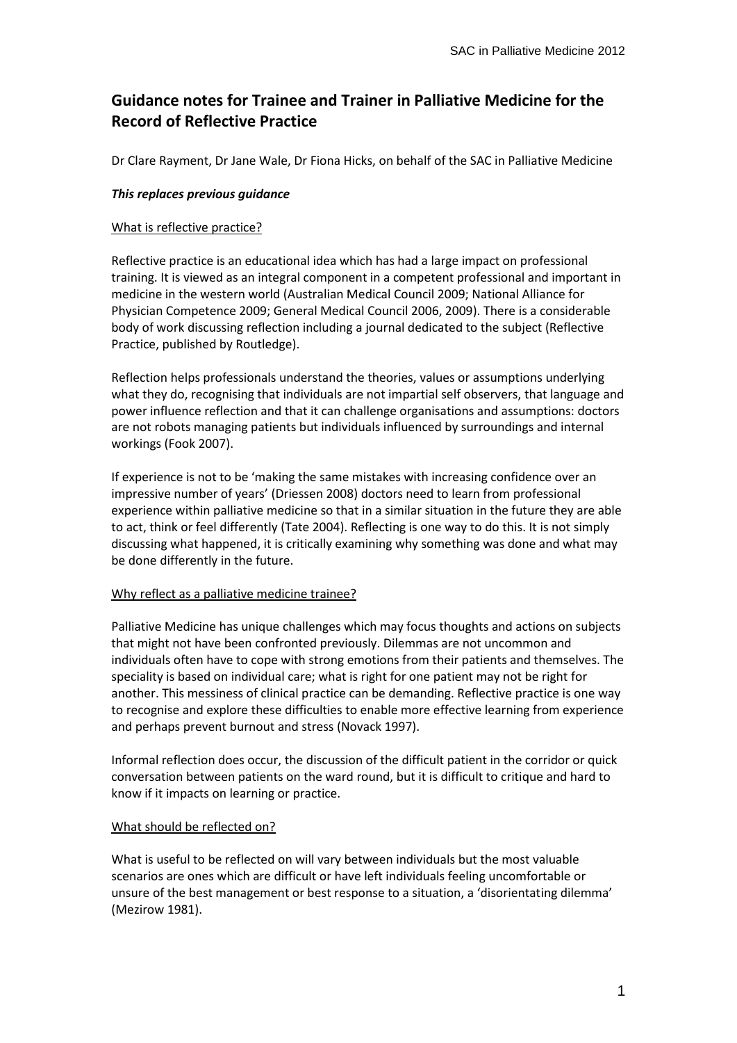# Guidance notes for Trainee and Trainer in Palliative Medicine for the Record of Reflective Practice

Dr Clare Rayment, Dr Jane Wale, Dr Fiona Hicks, on behalf of the SAC in Palliative Medicine

***This replaces previous guidance***

## What is reflective practice?

Reflective practice is an educational idea which has had a large impact on professional training. It is viewed as an integral component in a competent professional and important in medicine in the western world (Australian Medical Council 2009; National Alliance for Physician Competence 2009; General Medical Council 2006, 2009). There is a considerable body of work discussing reflection including a journal dedicated to the subject (Reflective Practice, published by Routledge).

Reflection helps professionals understand the theories, values or assumptions underlying what they do, recognising that individuals are not impartial self observers, that language and power influence reflection and that it can challenge organisations and assumptions: doctors are not robots managing patients but individuals influenced by surroundings and internal workings (Fook 2007).

If experience is not to be 'making the same mistakes with increasing confidence over an impressive number of years' (Driessen 2008) doctors need to learn from professional experience within palliative medicine so that in a similar situation in the future they are able to act, think or feel differently (Tate 2004). Reflecting is one way to do this. It is not simply discussing what happened, it is critically examining why something was done and what may be done differently in the future.

## Why reflect as a palliative medicine trainee?

Palliative Medicine has unique challenges which may focus thoughts and actions on subjects that might not have been confronted previously. Dilemmas are not uncommon and individuals often have to cope with strong emotions from their patients and themselves. The speciality is based on individual care; what is right for one patient may not be right for another. This messiness of clinical practice can be demanding. Reflective practice is one way to recognise and explore these difficulties to enable more effective learning from experience and perhaps prevent burnout and stress (Novack 1997).

Informal reflection does occur, the discussion of the difficult patient in the corridor or quick conversation between patients on the ward round, but it is difficult to critique and hard to know if it impacts on learning or practice.

## What should be reflected on?

What is useful to be reflected on will vary between individuals but the most valuable scenarios are ones which are difficult or have left individuals feeling uncomfortable or unsure of the best management or best response to a situation, a 'disorientating dilemma' (Mezirow 1981).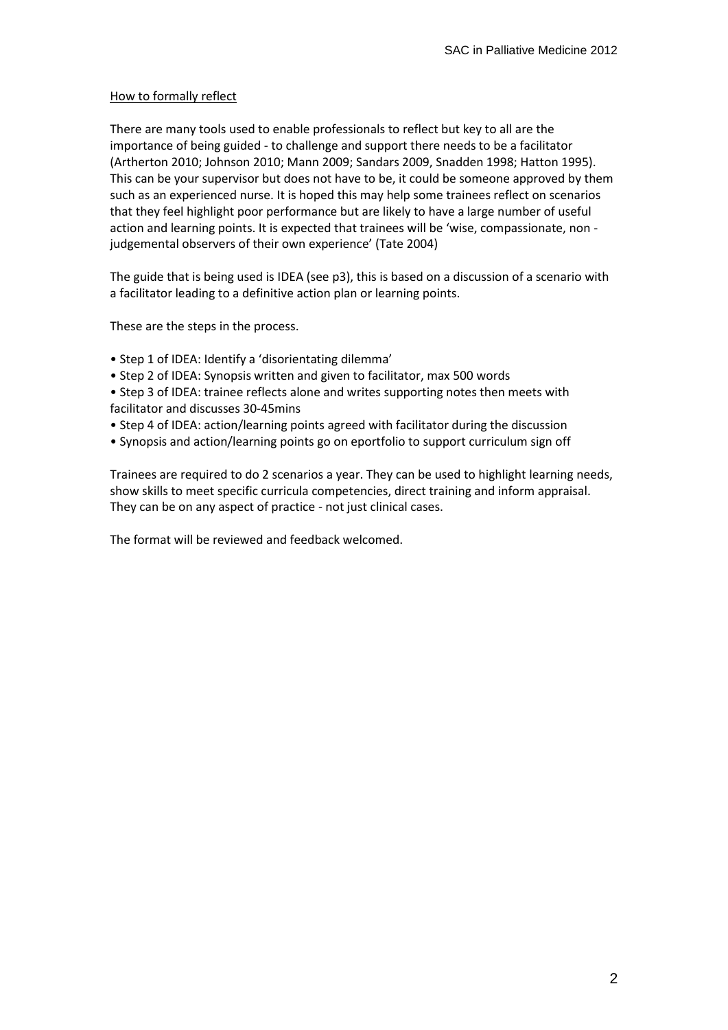How to formally reflect

There are many tools used to enable professionals to reflect but key to all are the importance of being guided - to challenge and support there needs to be a facilitator (Artherton 2010; Johnson 2010; Mann 2009; Sandars 2009, Snadden 1998; Hatton 1995). This can be your supervisor but does not have to be, it could be someone approved by them such as an experienced nurse. It is hoped this may help some trainees reflect on scenarios that they feel highlight poor performance but are likely to have a large number of useful action and learning points. It is expected that trainees will be 'wise, compassionate, non - judgemental observers of their own experience' (Tate 2004)

The guide that is being used is IDEA (see p3), this is based on a discussion of a scenario with a facilitator leading to a definitive action plan or learning points.

These are the steps in the process.

- Step 1 of IDEA: Identify a 'disorientating dilemma'
- Step 2 of IDEA: Synopsis written and given to facilitator, max 500 words
- Step 3 of IDEA: trainee reflects alone and writes supporting notes then meets with facilitator and discusses 30-45mins
- Step 4 of IDEA: action/learning points agreed with facilitator during the discussion
- Synopsis and action/learning points go on eportfolio to support curriculum sign off

Trainees are required to do 2 scenarios a year. They can be used to highlight learning needs, show skills to meet specific curricula competencies, direct training and inform appraisal. They can be on any aspect of practice - not just clinical cases.

The format will be reviewed and feedback welcomed.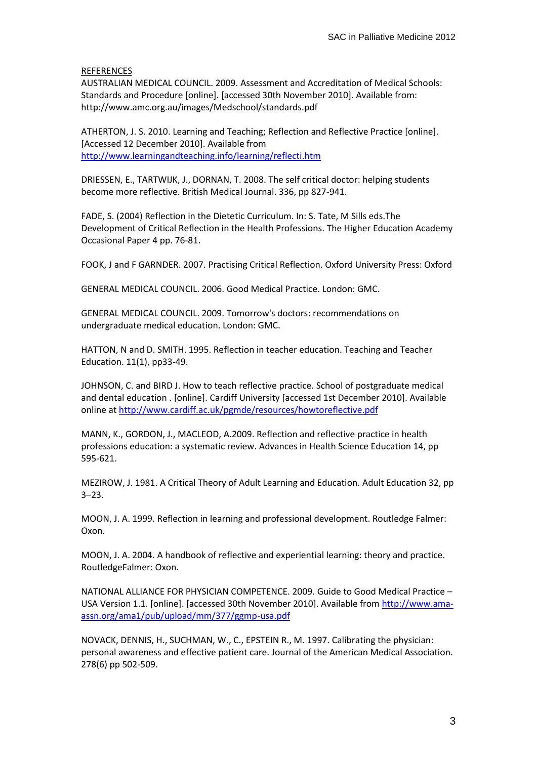REFERENCES

AUSTRALIAN MEDICAL COUNCIL. 2009. Assessment and Accreditation of Medical Schools: Standards and Procedure [online]. [accessed 30th November 2010]. Available from: http://www.amc.org.au/images/Medschool/standards.pdf

ATHERTON, J. S. 2010. Learning and Teaching; Reflection and Reflective Practice [online]. [Accessed 12 December 2010]. Available from http://www.learningandteaching.info/learning/reflecti.htm

DRIESSEN, E., TARTWIJK, J., DORNAN, T. 2008. The self critical doctor: helping students become more reflective. British Medical Journal. 336, pp 827-941.

FADE, S. (2004) Reflection in the Dietetic Curriculum. In: S. Tate, M Sills eds.The Development of Critical Reflection in the Health Professions. The Higher Education Academy Occasional Paper 4 pp. 76-81.

FOOK, J and F GARNDER. 2007. Practising Critical Reflection. Oxford University Press: Oxford

GENERAL MEDICAL COUNCIL. 2006. Good Medical Practice. London: GMC.

GENERAL MEDICAL COUNCIL. 2009. Tomorrow's doctors: recommendations on undergraduate medical education. London: GMC.

HATTON, N and D. SMITH. 1995. Reflection in teacher education. Teaching and Teacher Education. 11(1), pp33-49.

JOHNSON, C. and BIRD J. How to teach reflective practice. School of postgraduate medical and dental education . [online]. Cardiff University [accessed 1st December 2010]. Available online at http://www.cardiff.ac.uk/pgmde/resources/howtoreflective.pdf

MANN, K., GORDON, J., MACLEOD, A.2009. Reflection and reflective practice in health professions education: a systematic review. Advances in Health Science Education 14, pp 595-621.

MEZIROW, J. 1981. A Critical Theory of Adult Learning and Education. Adult Education 32, pp 3–23.

MOON, J. A. 1999. Reflection in learning and professional development. Routledge Falmer: Oxon.

MOON, J. A. 2004. A handbook of reflective and experiential learning: theory and practice. RoutledgeFalmer: Oxon.

NATIONAL ALLIANCE FOR PHYSICIAN COMPETENCE. 2009. Guide to Good Medical Practice – USA Version 1.1. [online]. [accessed 30th November 2010]. Available from http://www.ama-assn.org/ama1/pub/upload/mm/377/ggmp-usa.pdf

NOVACK, DENNIS, H., SUCHMAN, W., C., EPSTEIN R., M. 1997. Calibrating the physician: personal awareness and effective patient care. Journal of the American Medical Association. 278(6) pp 502-509.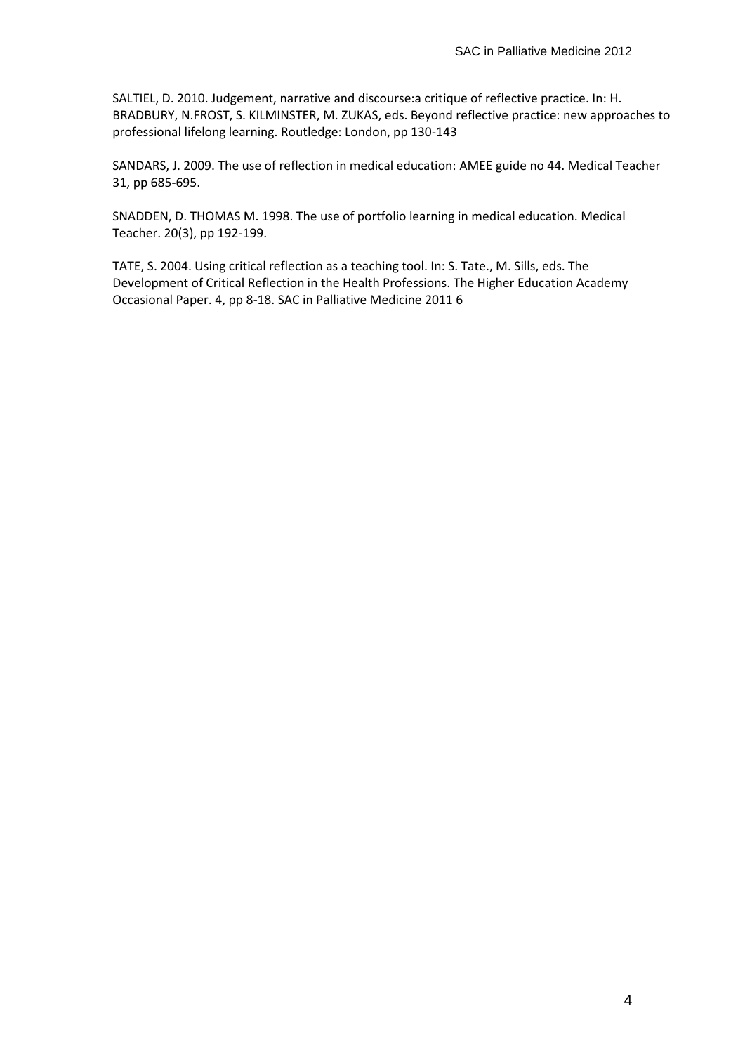SALTIEL, D. 2010. Judgement, narrative and discourse:a critique of reflective practice. In: H. BRADBURY, N.FROST, S. KILMINSTER, M. ZUKAS, eds. Beyond reflective practice: new approaches to professional lifelong learning. Routledge: London, pp 130-143

SANDARS, J. 2009. The use of reflection in medical education: AMEE guide no 44. Medical Teacher 31, pp 685-695.

SNADDEN, D. THOMAS M. 1998. The use of portfolio learning in medical education. Medical Teacher. 20(3), pp 192-199.

TATE, S. 2004. Using critical reflection as a teaching tool. In: S. Tate., M. Sills, eds. The Development of Critical Reflection in the Health Professions. The Higher Education Academy Occasional Paper. 4, pp 8-18. SAC in Palliative Medicine 2011 6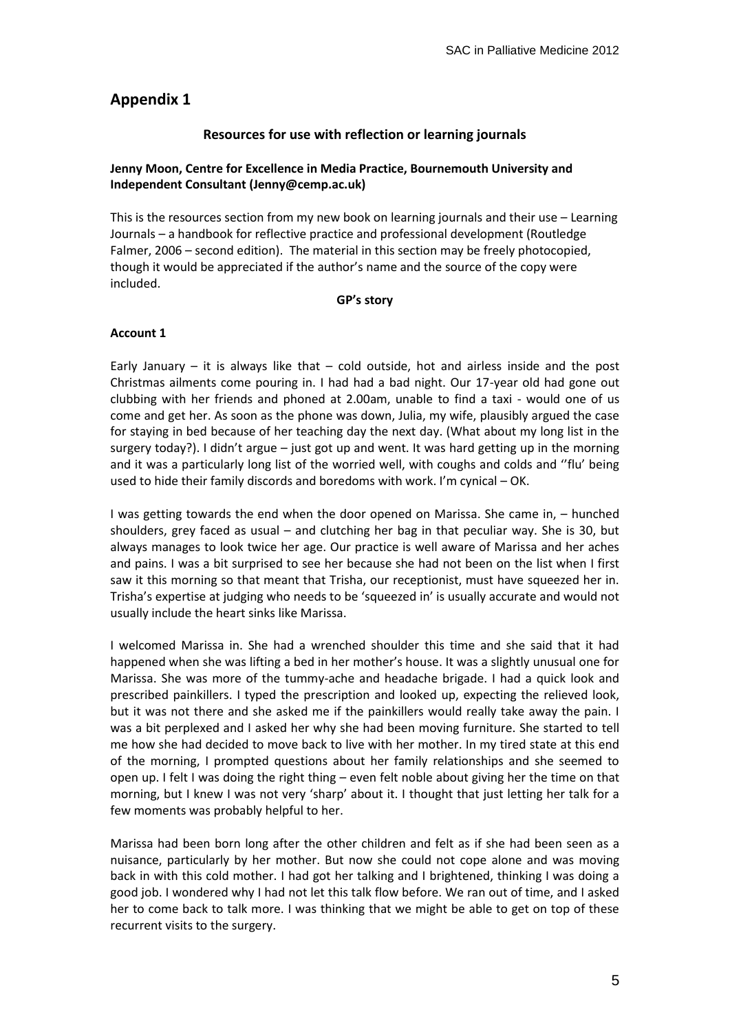## Appendix 1

### Resources for use with reflection or learning journals

**Jenny Moon, Centre for Excellence in Media Practice, Bournemouth University and Independent Consultant (Jenny@cemp.ac.uk)**

This is the resources section from my new book on learning journals and their use – Learning Journals – a handbook for reflective practice and professional development (Routledge Falmer, 2006 – second edition). The material in this section may be freely photocopied, though it would be appreciated if the author's name and the source of the copy were included.

**GP's story**

**Account 1**

Early January – it is always like that – cold outside, hot and airless inside and the post Christmas ailments come pouring in. I had had a bad night. Our 17-year old had gone out clubbing with her friends and phoned at 2.00am, unable to find a taxi - would one of us come and get her. As soon as the phone was down, Julia, my wife, plausibly argued the case for staying in bed because of her teaching day the next day. (What about my long list in the surgery today?). I didn't argue – just got up and went. It was hard getting up in the morning and it was a particularly long list of the worried well, with coughs and colds and ''flu' being used to hide their family discords and boredoms with work. I'm cynical – OK.

I was getting towards the end when the door opened on Marissa. She came in, – hunched shoulders, grey faced as usual – and clutching her bag in that peculiar way. She is 30, but always manages to look twice her age. Our practice is well aware of Marissa and her aches and pains. I was a bit surprised to see her because she had not been on the list when I first saw it this morning so that meant that Trisha, our receptionist, must have squeezed her in. Trisha's expertise at judging who needs to be 'squeezed in' is usually accurate and would not usually include the heart sinks like Marissa.

I welcomed Marissa in. She had a wrenched shoulder this time and she said that it had happened when she was lifting a bed in her mother's house. It was a slightly unusual one for Marissa. She was more of the tummy-ache and headache brigade. I had a quick look and prescribed painkillers. I typed the prescription and looked up, expecting the relieved look, but it was not there and she asked me if the painkillers would really take away the pain. I was a bit perplexed and I asked her why she had been moving furniture. She started to tell me how she had decided to move back to live with her mother. In my tired state at this end of the morning, I prompted questions about her family relationships and she seemed to open up. I felt I was doing the right thing – even felt noble about giving her the time on that morning, but I knew I was not very 'sharp' about it. I thought that just letting her talk for a few moments was probably helpful to her.

Marissa had been born long after the other children and felt as if she had been seen as a nuisance, particularly by her mother. But now she could not cope alone and was moving back in with this cold mother. I had got her talking and I brightened, thinking I was doing a good job. I wondered why I had not let this talk flow before. We ran out of time, and I asked her to come back to talk more. I was thinking that we might be able to get on top of these recurrent visits to the surgery.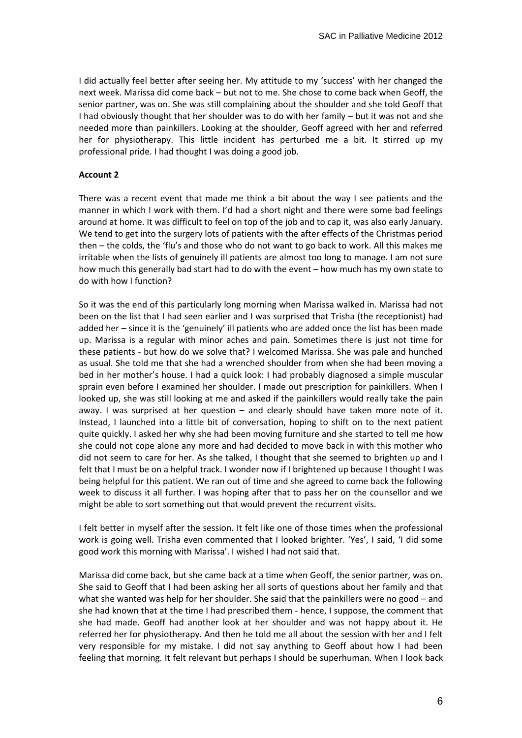I did actually feel better after seeing her. My attitude to my 'success' with her changed the next week. Marissa did come back – but not to me. She chose to come back when Geoff, the senior partner, was on. She was still complaining about the shoulder and she told Geoff that I had obviously thought that her shoulder was to do with her family – but it was not and she needed more than painkillers. Looking at the shoulder, Geoff agreed with her and referred her for physiotherapy. This little incident has perturbed me a bit. It stirred up my professional pride. I had thought I was doing a good job.

**Account 2**

There was a recent event that made me think a bit about the way I see patients and the manner in which I work with them. I'd had a short night and there were some bad feelings around at home. It was difficult to feel on top of the job and to cap it, was also early January. We tend to get into the surgery lots of patients with the after effects of the Christmas period then – the colds, the 'flu's and those who do not want to go back to work. All this makes me irritable when the lists of genuinely ill patients are almost too long to manage. I am not sure how much this generally bad start had to do with the event – how much has my own state to do with how I function?

So it was the end of this particularly long morning when Marissa walked in. Marissa had not been on the list that I had seen earlier and I was surprised that Trisha (the receptionist) had added her – since it is the 'genuinely' ill patients who are added once the list has been made up. Marissa is a regular with minor aches and pain. Sometimes there is just not time for these patients - but how do we solve that? I welcomed Marissa. She was pale and hunched as usual. She told me that she had a wrenched shoulder from when she had been moving a bed in her mother's house. I had a quick look: I had probably diagnosed a simple muscular sprain even before I examined her shoulder. I made out prescription for painkillers. When I looked up, she was still looking at me and asked if the painkillers would really take the pain away. I was surprised at her question – and clearly should have taken more note of it. Instead, I launched into a little bit of conversation, hoping to shift on to the next patient quite quickly. I asked her why she had been moving furniture and she started to tell me how she could not cope alone any more and had decided to move back in with this mother who did not seem to care for her. As she talked, I thought that she seemed to brighten up and I felt that I must be on a helpful track. I wonder now if I brightened up because I thought I was being helpful for this patient. We ran out of time and she agreed to come back the following week to discuss it all further. I was hoping after that to pass her on the counsellor and we might be able to sort something out that would prevent the recurrent visits.

I felt better in myself after the session. It felt like one of those times when the professional work is going well. Trisha even commented that I looked brighter. 'Yes', I said, 'I did some good work this morning with Marissa'. I wished I had not said that.

Marissa did come back, but she came back at a time when Geoff, the senior partner, was on. She said to Geoff that I had been asking her all sorts of questions about her family and that what she wanted was help for her shoulder. She said that the painkillers were no good – and she had known that at the time I had prescribed them - hence, I suppose, the comment that she had made. Geoff had another look at her shoulder and was not happy about it. He referred her for physiotherapy. And then he told me all about the session with her and I felt very responsible for my mistake. I did not say anything to Geoff about how I had been feeling that morning. It felt relevant but perhaps I should be superhuman. When I look back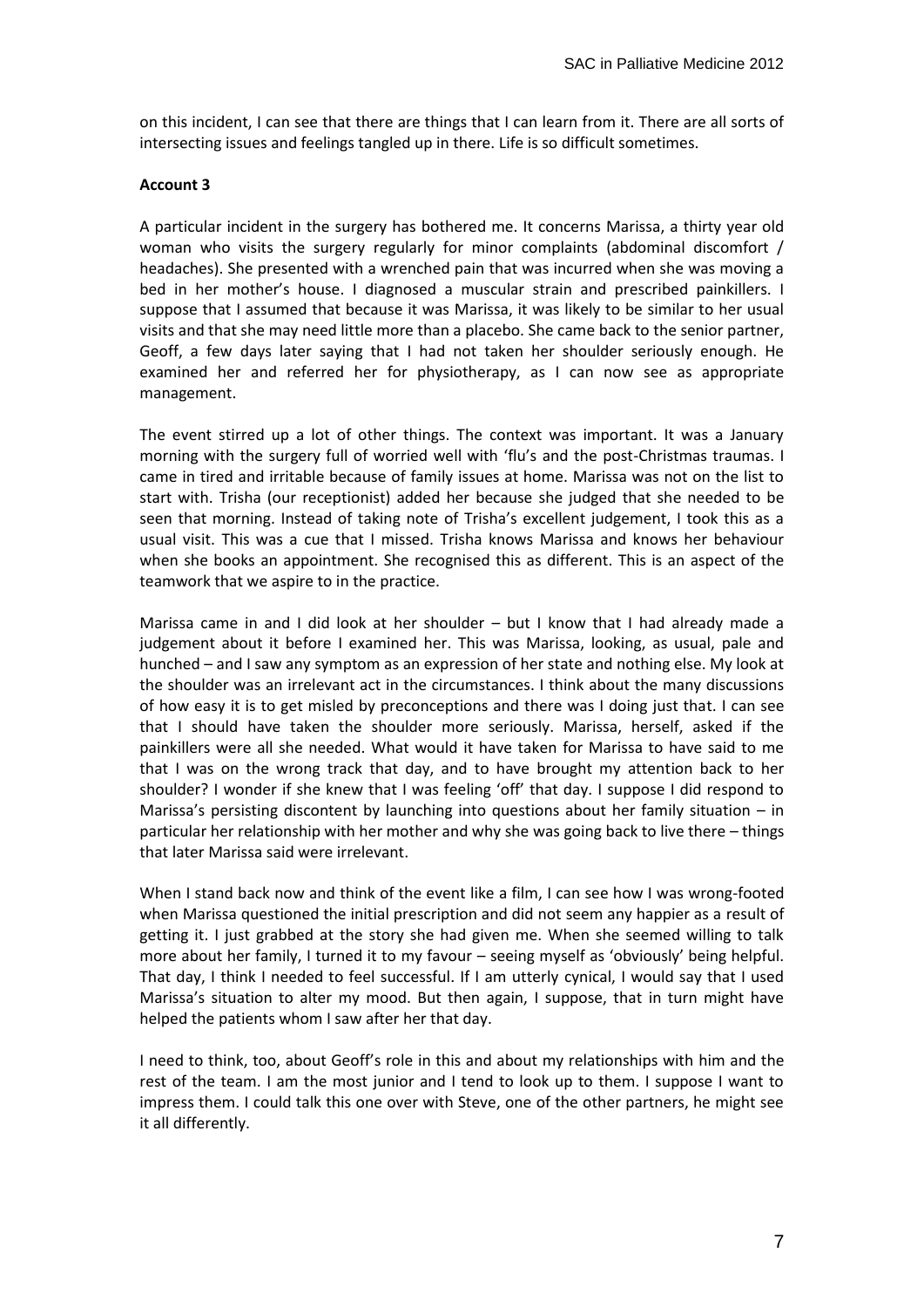on this incident, I can see that there are things that I can learn from it. There are all sorts of intersecting issues and feelings tangled up in there. Life is so difficult sometimes.

**Account 3**

A particular incident in the surgery has bothered me. It concerns Marissa, a thirty year old woman who visits the surgery regularly for minor complaints (abdominal discomfort / headaches). She presented with a wrenched pain that was incurred when she was moving a bed in her mother's house. I diagnosed a muscular strain and prescribed painkillers. I suppose that I assumed that because it was Marissa, it was likely to be similar to her usual visits and that she may need little more than a placebo. She came back to the senior partner, Geoff, a few days later saying that I had not taken her shoulder seriously enough. He examined her and referred her for physiotherapy, as I can now see as appropriate management.

The event stirred up a lot of other things. The context was important. It was a January morning with the surgery full of worried well with 'flu's and the post-Christmas traumas. I came in tired and irritable because of family issues at home. Marissa was not on the list to start with. Trisha (our receptionist) added her because she judged that she needed to be seen that morning. Instead of taking note of Trisha's excellent judgement, I took this as a usual visit. This was a cue that I missed. Trisha knows Marissa and knows her behaviour when she books an appointment. She recognised this as different. This is an aspect of the teamwork that we aspire to in the practice.

Marissa came in and I did look at her shoulder – but I know that I had already made a judgement about it before I examined her. This was Marissa, looking, as usual, pale and hunched – and I saw any symptom as an expression of her state and nothing else. My look at the shoulder was an irrelevant act in the circumstances. I think about the many discussions of how easy it is to get misled by preconceptions and there was I doing just that. I can see that I should have taken the shoulder more seriously. Marissa, herself, asked if the painkillers were all she needed. What would it have taken for Marissa to have said to me that I was on the wrong track that day, and to have brought my attention back to her shoulder? I wonder if she knew that I was feeling 'off' that day. I suppose I did respond to Marissa's persisting discontent by launching into questions about her family situation – in particular her relationship with her mother and why she was going back to live there – things that later Marissa said were irrelevant.

When I stand back now and think of the event like a film, I can see how I was wrong-footed when Marissa questioned the initial prescription and did not seem any happier as a result of getting it. I just grabbed at the story she had given me. When she seemed willing to talk more about her family, I turned it to my favour – seeing myself as 'obviously' being helpful. That day, I think I needed to feel successful. If I am utterly cynical, I would say that I used Marissa's situation to alter my mood. But then again, I suppose, that in turn might have helped the patients whom I saw after her that day.

I need to think, too, about Geoff's role in this and about my relationships with him and the rest of the team. I am the most junior and I tend to look up to them. I suppose I want to impress them. I could talk this one over with Steve, one of the other partners, he might see it all differently.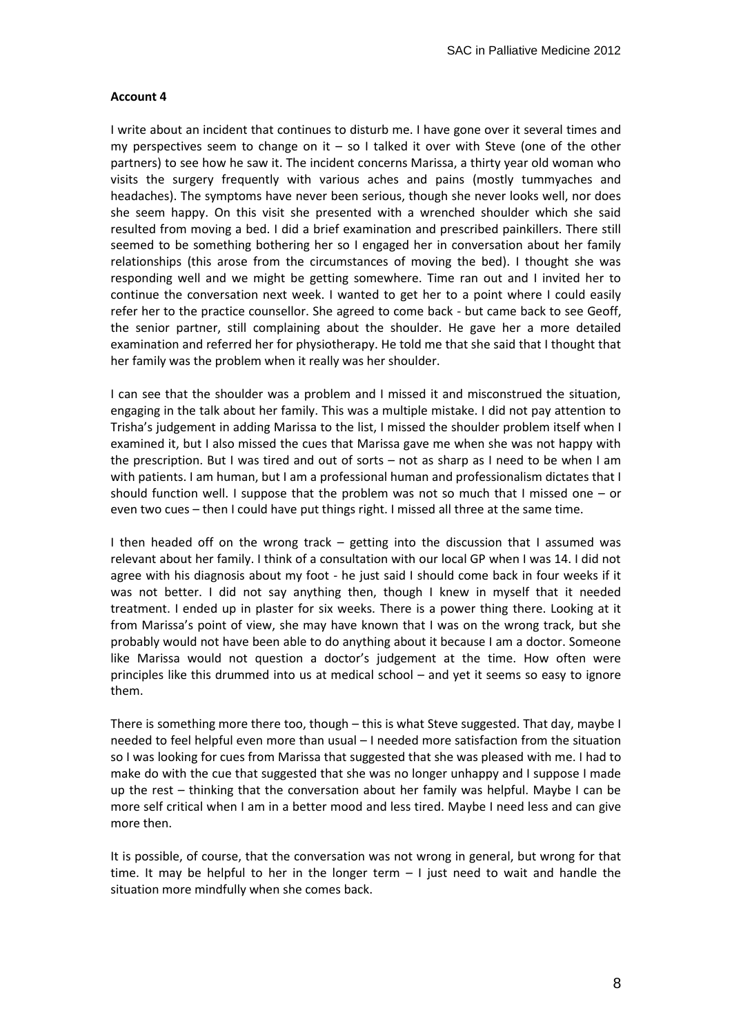**Account 4**

I write about an incident that continues to disturb me. I have gone over it several times and my perspectives seem to change on it – so I talked it over with Steve (one of the other partners) to see how he saw it. The incident concerns Marissa, a thirty year old woman who visits the surgery frequently with various aches and pains (mostly tummyaches and headaches). The symptoms have never been serious, though she never looks well, nor does she seem happy. On this visit she presented with a wrenched shoulder which she said resulted from moving a bed. I did a brief examination and prescribed painkillers. There still seemed to be something bothering her so I engaged her in conversation about her family relationships (this arose from the circumstances of moving the bed). I thought she was responding well and we might be getting somewhere. Time ran out and I invited her to continue the conversation next week. I wanted to get her to a point where I could easily refer her to the practice counsellor. She agreed to come back - but came back to see Geoff, the senior partner, still complaining about the shoulder. He gave her a more detailed examination and referred her for physiotherapy. He told me that she said that I thought that her family was the problem when it really was her shoulder.

I can see that the shoulder was a problem and I missed it and misconstrued the situation, engaging in the talk about her family. This was a multiple mistake. I did not pay attention to Trisha's judgement in adding Marissa to the list, I missed the shoulder problem itself when I examined it, but I also missed the cues that Marissa gave me when she was not happy with the prescription. But I was tired and out of sorts – not as sharp as I need to be when I am with patients. I am human, but I am a professional human and professionalism dictates that I should function well. I suppose that the problem was not so much that I missed one – or even two cues – then I could have put things right. I missed all three at the same time.

I then headed off on the wrong track – getting into the discussion that I assumed was relevant about her family. I think of a consultation with our local GP when I was 14. I did not agree with his diagnosis about my foot - he just said I should come back in four weeks if it was not better. I did not say anything then, though I knew in myself that it needed treatment. I ended up in plaster for six weeks. There is a power thing there. Looking at it from Marissa's point of view, she may have known that I was on the wrong track, but she probably would not have been able to do anything about it because I am a doctor. Someone like Marissa would not question a doctor's judgement at the time. How often were principles like this drummed into us at medical school – and yet it seems so easy to ignore them.

There is something more there too, though – this is what Steve suggested. That day, maybe I needed to feel helpful even more than usual – I needed more satisfaction from the situation so I was looking for cues from Marissa that suggested that she was pleased with me. I had to make do with the cue that suggested that she was no longer unhappy and I suppose I made up the rest – thinking that the conversation about her family was helpful. Maybe I can be more self critical when I am in a better mood and less tired. Maybe I need less and can give more then.

It is possible, of course, that the conversation was not wrong in general, but wrong for that time. It may be helpful to her in the longer term – I just need to wait and handle the situation more mindfully when she comes back.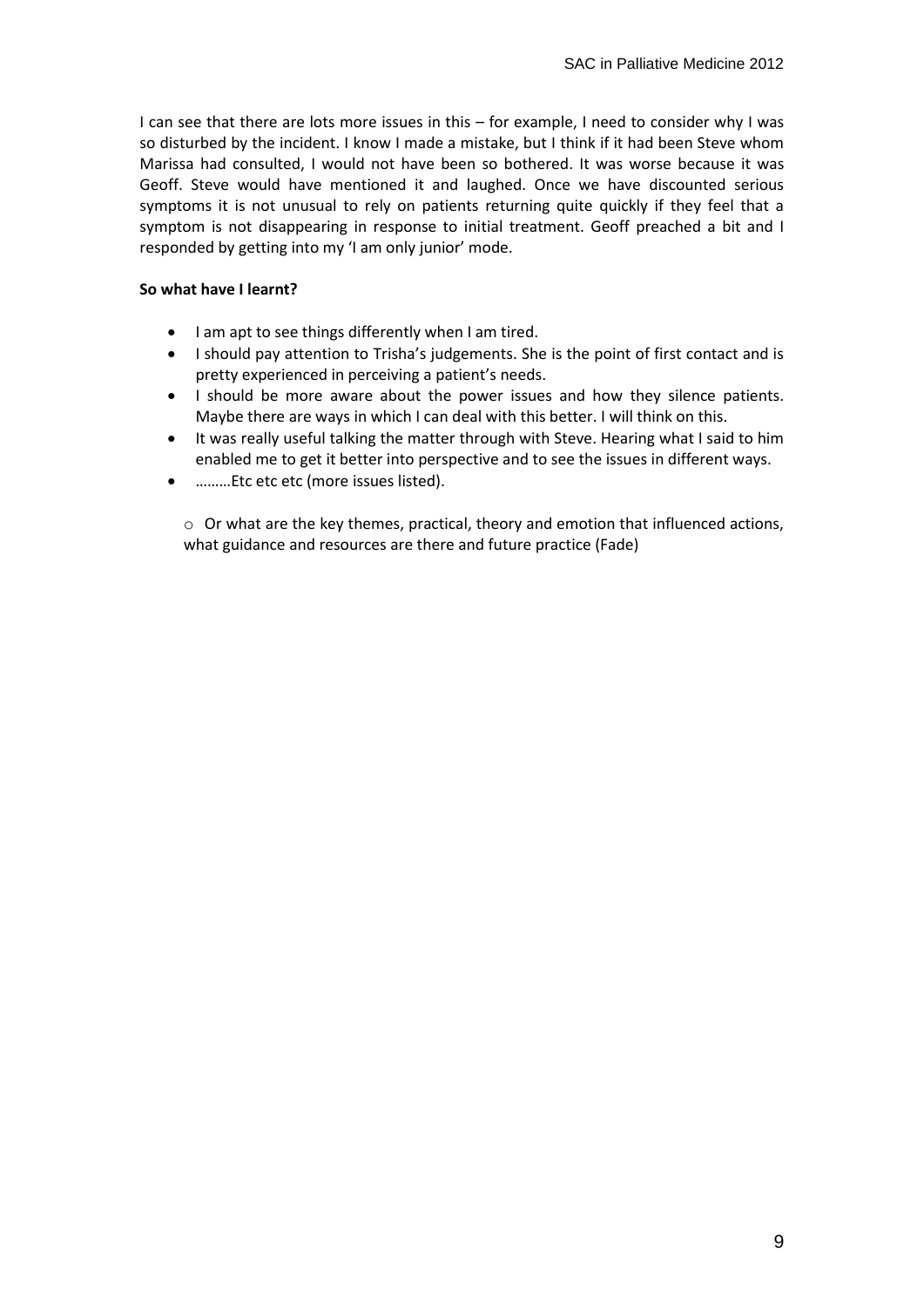I can see that there are lots more issues in this – for example, I need to consider why I was so disturbed by the incident. I know I made a mistake, but I think if it had been Steve whom Marissa had consulted, I would not have been so bothered. It was worse because it was Geoff. Steve would have mentioned it and laughed. Once we have discounted serious symptoms it is not unusual to rely on patients returning quite quickly if they feel that a symptom is not disappearing in response to initial treatment. Geoff preached a bit and I responded by getting into my 'I am only junior' mode.

**So what have I learnt?**

- I am apt to see things differently when I am tired.
- I should pay attention to Trisha's judgements. She is the point of first contact and is pretty experienced in perceiving a patient's needs.
- I should be more aware about the power issues and how they silence patients. Maybe there are ways in which I can deal with this better. I will think on this.
- It was really useful talking the matter through with Steve. Hearing what I said to him enabled me to get it better into perspective and to see the issues in different ways.
- ………Etc etc etc (more issues listed).

  - Or what are the key themes, practical, theory and emotion that influenced actions, what guidance and resources are there and future practice (Fade)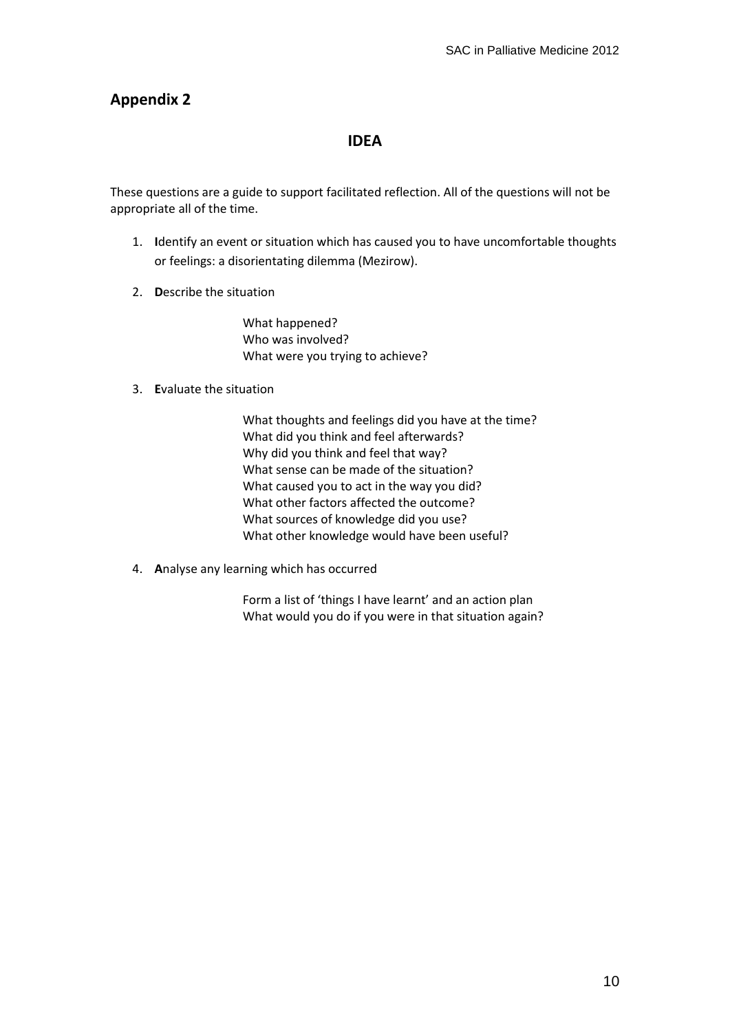## Appendix 2

### IDEA

These questions are a guide to support facilitated reflection. All of the questions will not be appropriate all of the time.

1. **I**dentify an event or situation which has caused you to have uncomfortable thoughts or feelings: a disorientating dilemma (Mezirow).

2. **D**escribe the situation

   What happened?
   Who was involved?
   What were you trying to achieve?

3. **E**valuate the situation

   What thoughts and feelings did you have at the time?
   What did you think and feel afterwards?
   Why did you think and feel that way?
   What sense can be made of the situation?
   What caused you to act in the way you did?
   What other factors affected the outcome?
   What sources of knowledge did you use?
   What other knowledge would have been useful?

4. **A**nalyse any learning which has occurred

   Form a list of 'things I have learnt' and an action plan
   What would you do if you were in that situation again?